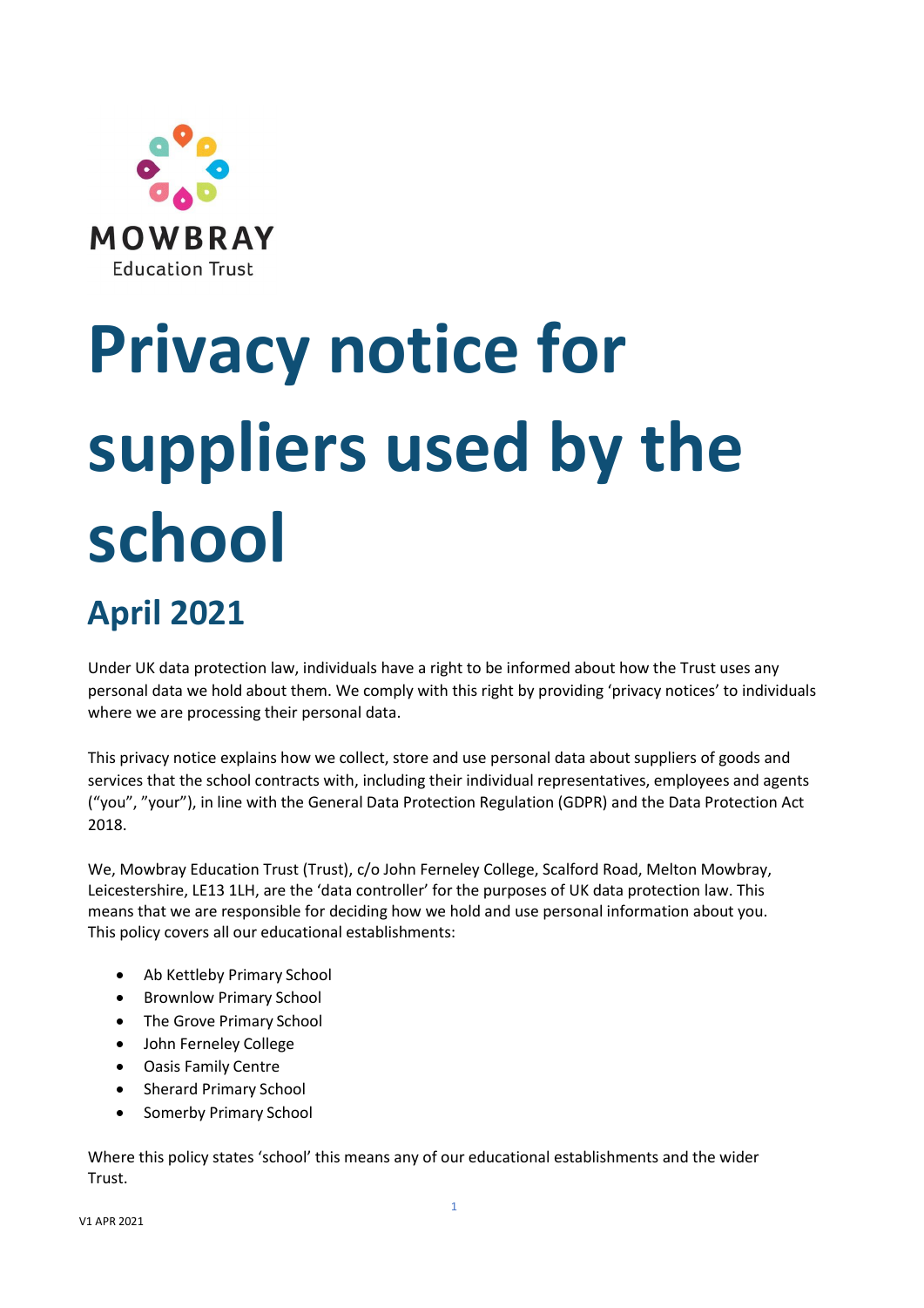MOWBRAY
Education Trust

# Privacy notice for suppliers used by the school

## April 2021

Under UK data protection law, individuals have a right to be informed about how the Trust uses any personal data we hold about them. We comply with this right by providing 'privacy notices' to individuals where we are processing their personal data.

This privacy notice explains how we collect, store and use personal data about suppliers of goods and services that the school contracts with, including their individual representatives, employees and agents ("you", "your"), in line with the General Data Protection Regulation (GDPR) and the Data Protection Act 2018.

We, Mowbray Education Trust (Trust), c/o John Ferneley College, Scalford Road, Melton Mowbray, Leicestershire, LE13 1LH, are the 'data controller' for the purposes of UK data protection law. This means that we are responsible for deciding how we hold and use personal information about you. This policy covers all our educational establishments:

- Ab Kettleby Primary School
- Brownlow Primary School
- The Grove Primary School
- John Ferneley College
- Oasis Family Centre
- Sherard Primary School
- Somerby Primary School

Where this policy states 'school' this means any of our educational establishments and the wider Trust.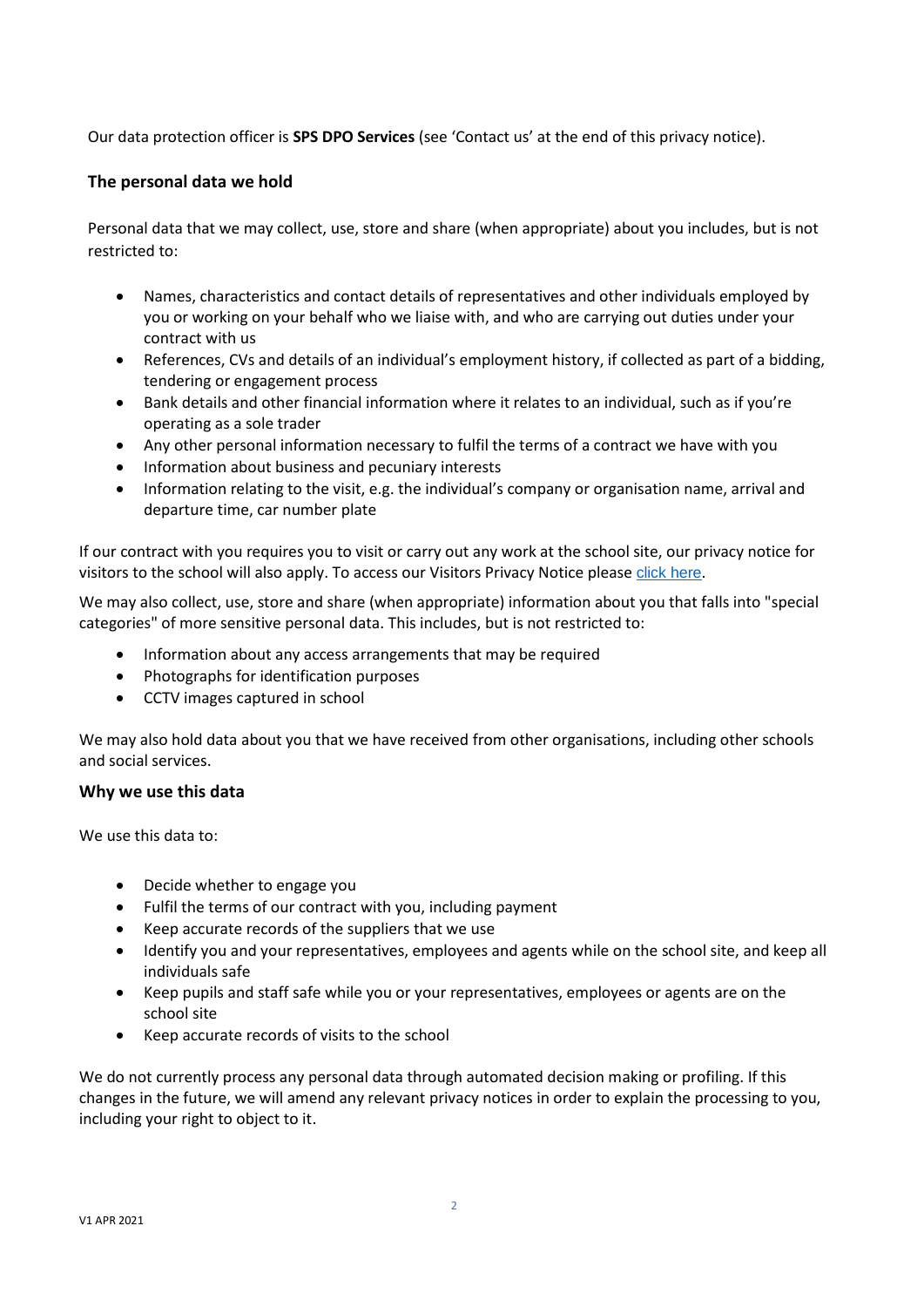Our data protection officer is **SPS DPO Services** (see 'Contact us' at the end of this privacy notice).

## The personal data we hold

Personal data that we may collect, use, store and share (when appropriate) about you includes, but is not restricted to:

- Names, characteristics and contact details of representatives and other individuals employed by you or working on your behalf who we liaise with, and who are carrying out duties under your contract with us
- References, CVs and details of an individual's employment history, if collected as part of a bidding, tendering or engagement process
- Bank details and other financial information where it relates to an individual, such as if you're operating as a sole trader
- Any other personal information necessary to fulfil the terms of a contract we have with you
- Information about business and pecuniary interests
- Information relating to the visit, e.g. the individual's company or organisation name, arrival and departure time, car number plate

If our contract with you requires you to visit or carry out any work at the school site, our privacy notice for visitors to the school will also apply. To access our Visitors Privacy Notice please click here.

We may also collect, use, store and share (when appropriate) information about you that falls into "special categories" of more sensitive personal data. This includes, but is not restricted to:

- Information about any access arrangements that may be required
- Photographs for identification purposes
- CCTV images captured in school

We may also hold data about you that we have received from other organisations, including other schools and social services.

## Why we use this data

We use this data to:

- Decide whether to engage you
- Fulfil the terms of our contract with you, including payment
- Keep accurate records of the suppliers that we use
- Identify you and your representatives, employees and agents while on the school site, and keep all individuals safe
- Keep pupils and staff safe while you or your representatives, employees or agents are on the school site
- Keep accurate records of visits to the school

We do not currently process any personal data through automated decision making or profiling. If this changes in the future, we will amend any relevant privacy notices in order to explain the processing to you, including your right to object to it.

V1 APR 2021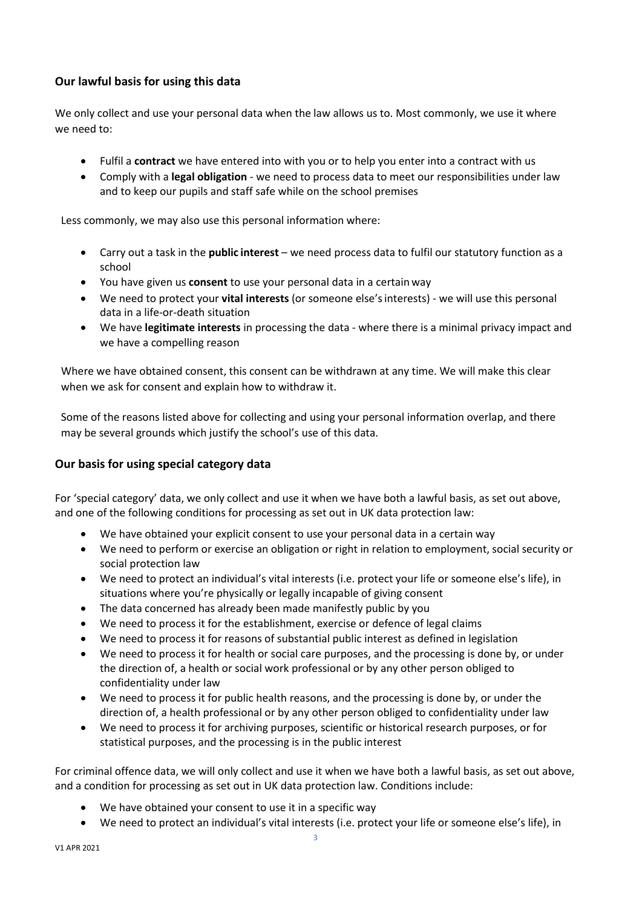## Our lawful basis for using this data

We only collect and use your personal data when the law allows us to. Most commonly, we use it where we need to:

- Fulfil a **contract** we have entered into with you or to help you enter into a contract with us
- Comply with a **legal obligation** - we need to process data to meet our responsibilities under law and to keep our pupils and staff safe while on the school premises

Less commonly, we may also use this personal information where:

- Carry out a task in the **public interest** – we need process data to fulfil our statutory function as a school
- You have given us **consent** to use your personal data in a certain way
- We need to protect your **vital interests** (or someone else's interests) - we will use this personal data in a life-or-death situation
- We have **legitimate interests** in processing the data - where there is a minimal privacy impact and we have a compelling reason

Where we have obtained consent, this consent can be withdrawn at any time. We will make this clear when we ask for consent and explain how to withdraw it.

Some of the reasons listed above for collecting and using your personal information overlap, and there may be several grounds which justify the school's use of this data.

## Our basis for using special category data

For 'special category' data, we only collect and use it when we have both a lawful basis, as set out above, and one of the following conditions for processing as set out in UK data protection law:

- We have obtained your explicit consent to use your personal data in a certain way
- We need to perform or exercise an obligation or right in relation to employment, social security or social protection law
- We need to protect an individual's vital interests (i.e. protect your life or someone else's life), in situations where you're physically or legally incapable of giving consent
- The data concerned has already been made manifestly public by you
- We need to process it for the establishment, exercise or defence of legal claims
- We need to process it for reasons of substantial public interest as defined in legislation
- We need to process it for health or social care purposes, and the processing is done by, or under the direction of, a health or social work professional or by any other person obliged to confidentiality under law
- We need to process it for public health reasons, and the processing is done by, or under the direction of, a health professional or by any other person obliged to confidentiality under law
- We need to process it for archiving purposes, scientific or historical research purposes, or for statistical purposes, and the processing is in the public interest

For criminal offence data, we will only collect and use it when we have both a lawful basis, as set out above, and a condition for processing as set out in UK data protection law. Conditions include:

- We have obtained your consent to use it in a specific way
- We need to protect an individual's vital interests (i.e. protect your life or someone else's life), in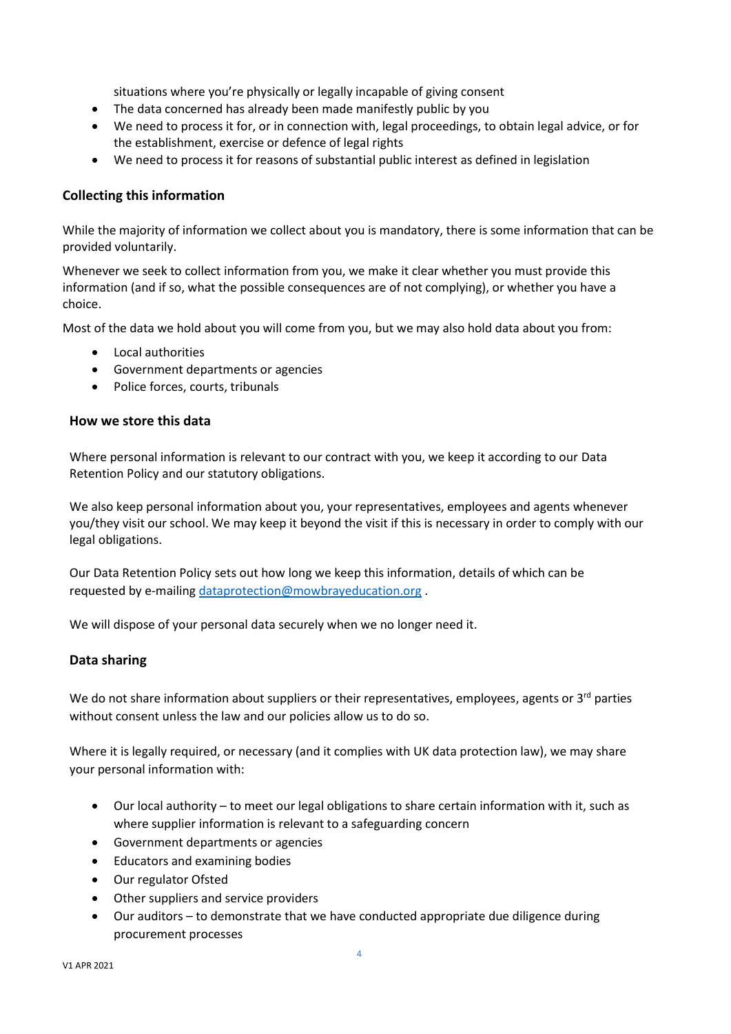situations where you're physically or legally incapable of giving consent

- The data concerned has already been made manifestly public by you
- We need to process it for, or in connection with, legal proceedings, to obtain legal advice, or for the establishment, exercise or defence of legal rights
- We need to process it for reasons of substantial public interest as defined in legislation

### Collecting this information

While the majority of information we collect about you is mandatory, there is some information that can be provided voluntarily.

Whenever we seek to collect information from you, we make it clear whether you must provide this information (and if so, what the possible consequences are of not complying), or whether you have a choice.

Most of the data we hold about you will come from you, but we may also hold data about you from:

- Local authorities
- Government departments or agencies
- Police forces, courts, tribunals

### How we store this data

Where personal information is relevant to our contract with you, we keep it according to our Data Retention Policy and our statutory obligations.

We also keep personal information about you, your representatives, employees and agents whenever you/they visit our school. We may keep it beyond the visit if this is necessary in order to comply with our legal obligations.

Our Data Retention Policy sets out how long we keep this information, details of which can be requested by e-mailing dataprotection@mowbrayeducation.org .

We will dispose of your personal data securely when we no longer need it.

### Data sharing

We do not share information about suppliers or their representatives, employees, agents or 3rd parties without consent unless the law and our policies allow us to do so.

Where it is legally required, or necessary (and it complies with UK data protection law), we may share your personal information with:

- Our local authority – to meet our legal obligations to share certain information with it, such as where supplier information is relevant to a safeguarding concern
- Government departments or agencies
- Educators and examining bodies
- Our regulator Ofsted
- Other suppliers and service providers
- Our auditors – to demonstrate that we have conducted appropriate due diligence during procurement processes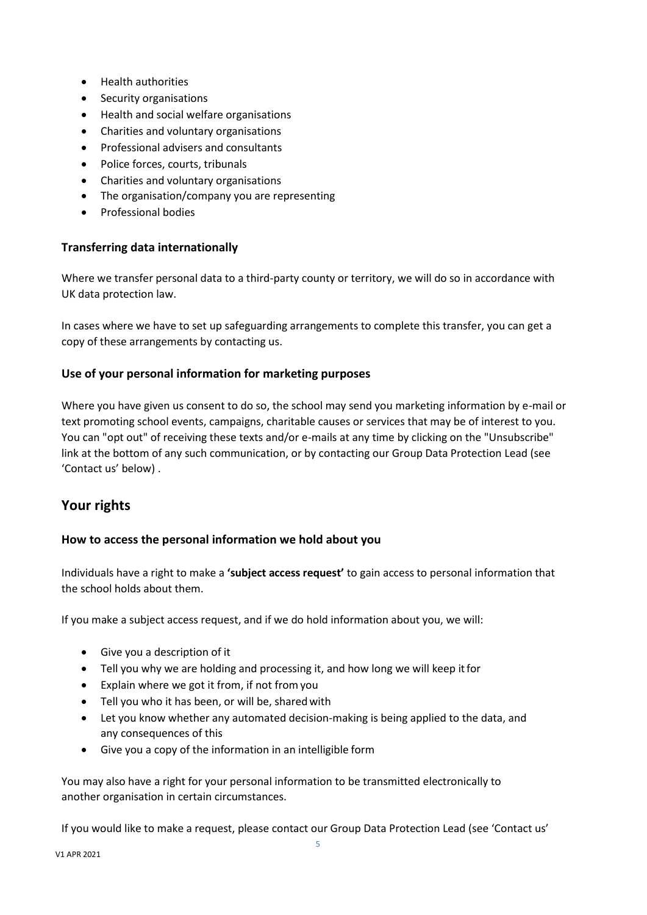- Health authorities
- Security organisations
- Health and social welfare organisations
- Charities and voluntary organisations
- Professional advisers and consultants
- Police forces, courts, tribunals
- Charities and voluntary organisations
- The organisation/company you are representing
- Professional bodies

### Transferring data internationally

Where we transfer personal data to a third-party county or territory, we will do so in accordance with UK data protection law.

In cases where we have to set up safeguarding arrangements to complete this transfer, you can get a copy of these arrangements by contacting us.

### Use of your personal information for marketing purposes

Where you have given us consent to do so, the school may send you marketing information by e-mail or text promoting school events, campaigns, charitable causes or services that may be of interest to you. You can "opt out" of receiving these texts and/or e-mails at any time by clicking on the "Unsubscribe" link at the bottom of any such communication, or by contacting our Group Data Protection Lead (see 'Contact us' below) .

## Your rights

### How to access the personal information we hold about you

Individuals have a right to make a **'subject access request'** to gain access to personal information that the school holds about them.

If you make a subject access request, and if we do hold information about you, we will:

- Give you a description of it
- Tell you why we are holding and processing it, and how long we will keep it for
- Explain where we got it from, if not from you
- Tell you who it has been, or will be, shared with
- Let you know whether any automated decision-making is being applied to the data, and any consequences of this
- Give you a copy of the information in an intelligible form

You may also have a right for your personal information to be transmitted electronically to another organisation in certain circumstances.

If you would like to make a request, please contact our Group Data Protection Lead (see 'Contact us'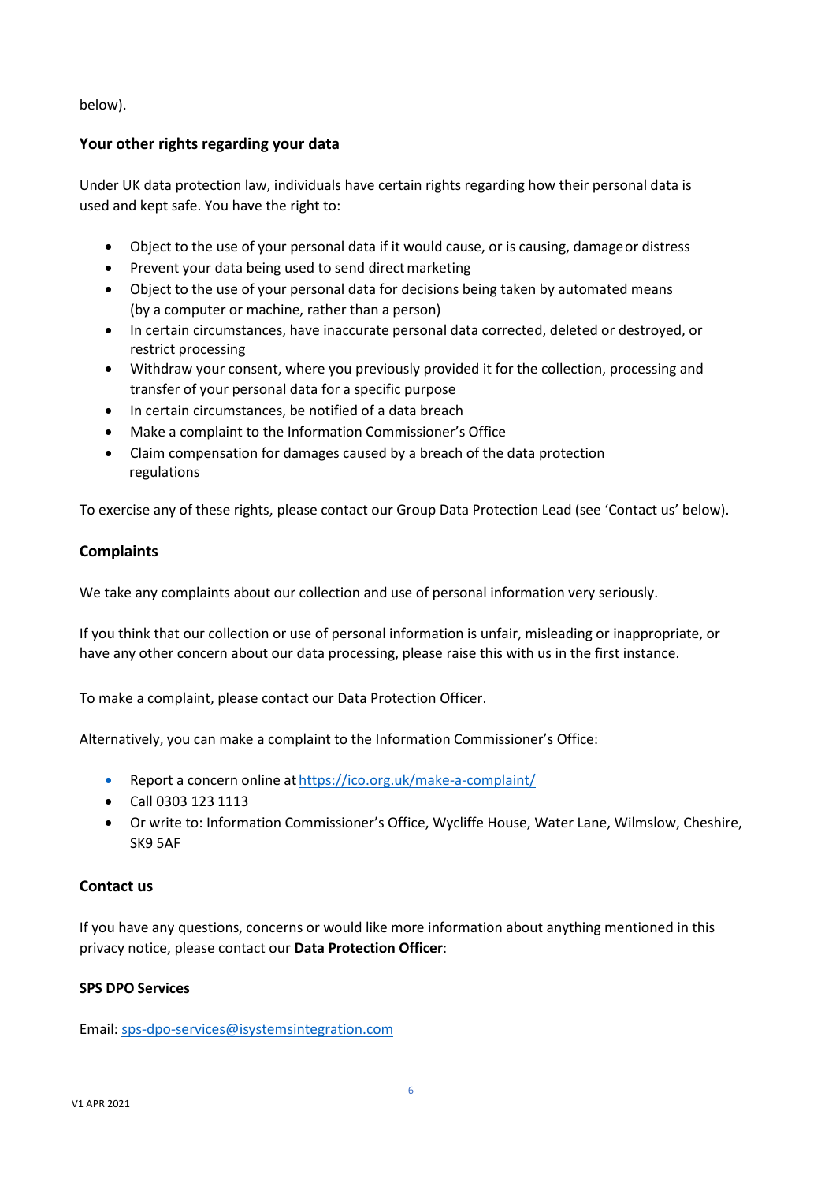below).

### Your other rights regarding your data

Under UK data protection law, individuals have certain rights regarding how their personal data is used and kept safe. You have the right to:

- Object to the use of your personal data if it would cause, or is causing, damage or distress
- Prevent your data being used to send direct marketing
- Object to the use of your personal data for decisions being taken by automated means (by a computer or machine, rather than a person)
- In certain circumstances, have inaccurate personal data corrected, deleted or destroyed, or restrict processing
- Withdraw your consent, where you previously provided it for the collection, processing and transfer of your personal data for a specific purpose
- In certain circumstances, be notified of a data breach
- Make a complaint to the Information Commissioner's Office
- Claim compensation for damages caused by a breach of the data protection regulations

To exercise any of these rights, please contact our Group Data Protection Lead (see 'Contact us' below).

### Complaints

We take any complaints about our collection and use of personal information very seriously.

If you think that our collection or use of personal information is unfair, misleading or inappropriate, or have any other concern about our data processing, please raise this with us in the first instance.

To make a complaint, please contact our Data Protection Officer.

Alternatively, you can make a complaint to the Information Commissioner's Office:

- Report a concern online at [https://ico.org.uk/make-a-complaint/](https://ico.org.uk/make-a-complaint/)
- Call 0303 123 1113
- Or write to: Information Commissioner's Office, Wycliffe House, Water Lane, Wilmslow, Cheshire, SK9 5AF

### Contact us

If you have any questions, concerns or would like more information about anything mentioned in this privacy notice, please contact our **Data Protection Officer**:

**SPS DPO Services**

Email: [sps-dpo-services@isystemsintegration.com](mailto:sps-dpo-services@isystemsintegration.com)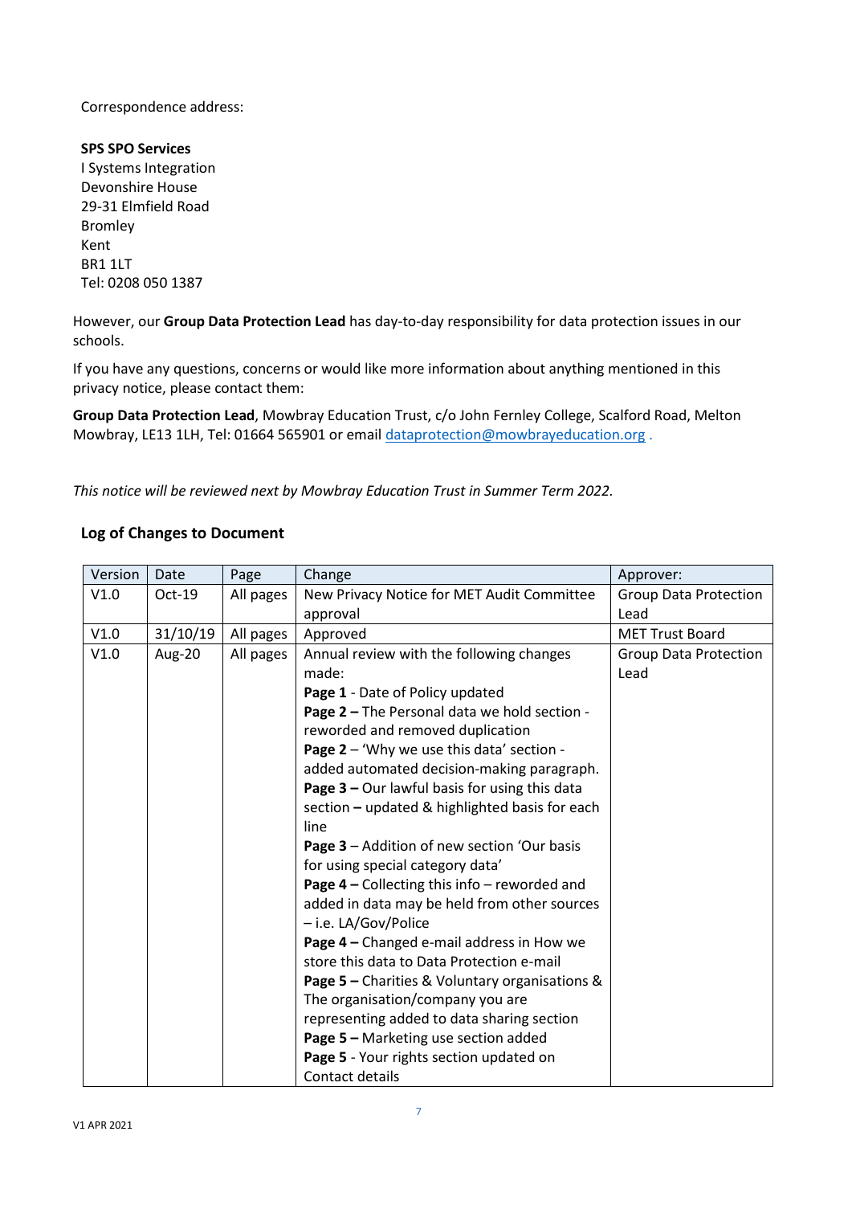Correspondence address:

**SPS SPO Services**
I Systems Integration
Devonshire House
29-31 Elmfield Road
Bromley
Kent
BR1 1LT
Tel: 0208 050 1387

However, our **Group Data Protection Lead** has day-to-day responsibility for data protection issues in our schools.

If you have any questions, concerns or would like more information about anything mentioned in this privacy notice, please contact them:

**Group Data Protection Lead**, Mowbray Education Trust, c/o John Fernley College, Scalford Road, Melton Mowbray, LE13 1LH, Tel: 01664 565901 or email dataprotection@mowbrayeducation.org .

*This notice will be reviewed next by Mowbray Education Trust in Summer Term 2022.*

## Log of Changes to Document

| Version | Date | Page | Change | Approver: |
|---|---|---|---|---|
| V1.0 | Oct-19 | All pages | New Privacy Notice for MET Audit Committee approval | Group Data Protection Lead |
| V1.0 | 31/10/19 | All pages | Approved | MET Trust Board |
| V1.0 | Aug-20 | All pages | Annual review with the following changes made:<br>**Page 1** - Date of Policy updated<br>**Page 2 –** The Personal data we hold section - reworded and removed duplication<br>**Page 2** – 'Why we use this data' section - added automated decision-making paragraph.<br>**Page 3 –** Our lawful basis for using this data section **–** updated & highlighted basis for each line<br>**Page 3** – Addition of new section 'Our basis for using special category data'<br>**Page 4 –** Collecting this info – reworded and added in data may be held from other sources – i.e. LA/Gov/Police<br>**Page 4 –** Changed e-mail address in How we store this data to Data Protection e-mail<br>**Page 5 –** Charities & Voluntary organisations & The organisation/company you are representing added to data sharing section<br>**Page 5 –** Marketing use section added<br>**Page 5** - Your rights section updated on Contact details | Group Data Protection Lead |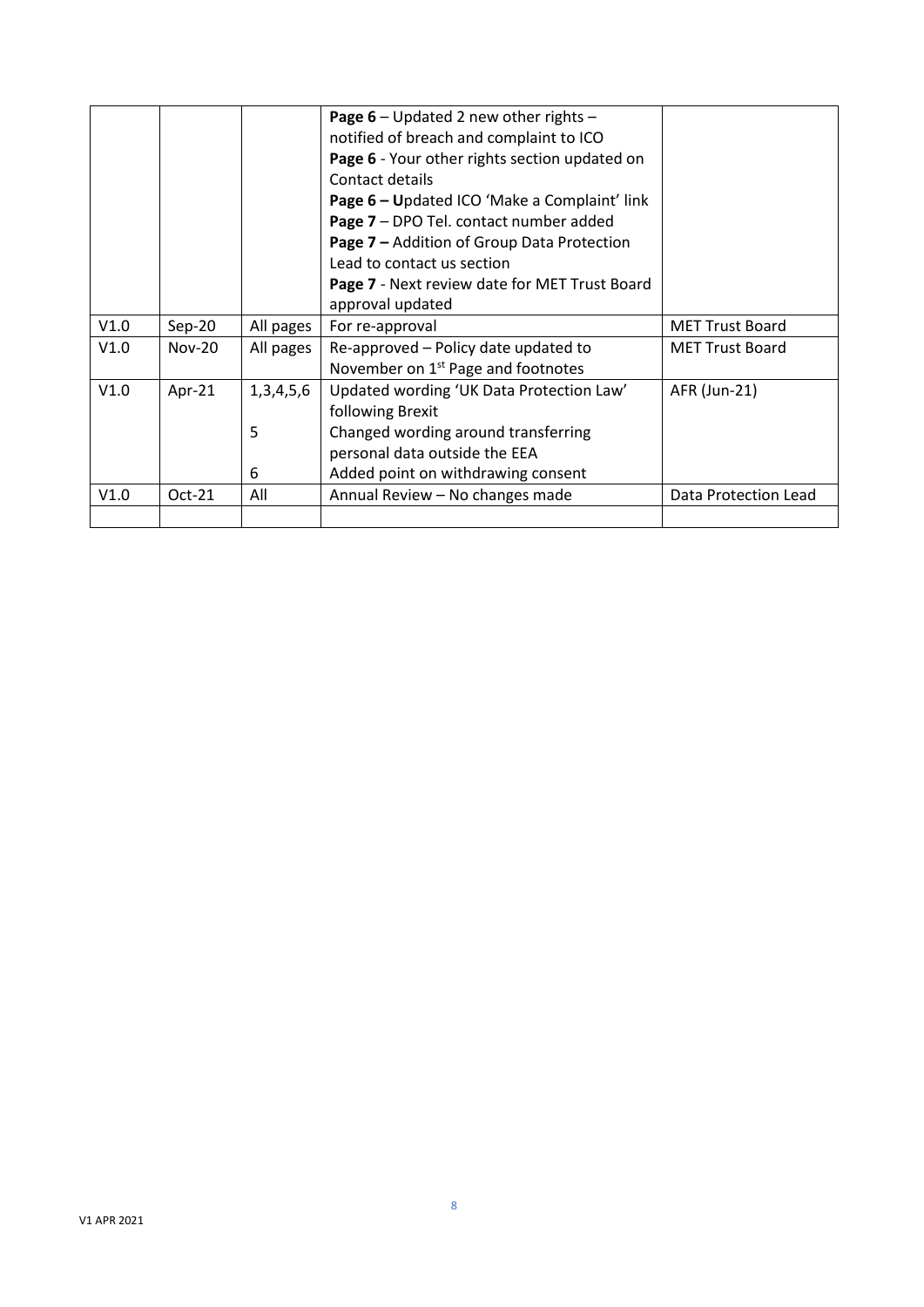| | | | | |
|---|---|---|---|---|
| | | | **Page 6** – Updated 2 new other rights – notified of breach and complaint to ICO<br>**Page 6** - Your other rights section updated on Contact details<br>**Page 6 – U**pdated ICO 'Make a Complaint' link<br>**Page 7** – DPO Tel. contact number added<br>**Page 7 –** Addition of Group Data Protection Lead to contact us section<br>**Page 7** - Next review date for MET Trust Board approval updated | |
| V1.0 | Sep-20 | All pages | For re-approval | MET Trust Board |
| V1.0 | Nov-20 | All pages | Re-approved – Policy date updated to November on 1st Page and footnotes | MET Trust Board |
| V1.0 | Apr-21 | 1,3,4,5,6<br><br>5<br><br>6 | Updated wording 'UK Data Protection Law' following Brexit<br>Changed wording around transferring personal data outside the EEA<br>Added point on withdrawing consent | AFR (Jun-21) |
| V1.0 | Oct-21 | All | Annual Review – No changes made | Data Protection Lead |
| | | | | |

V1 APR 2021